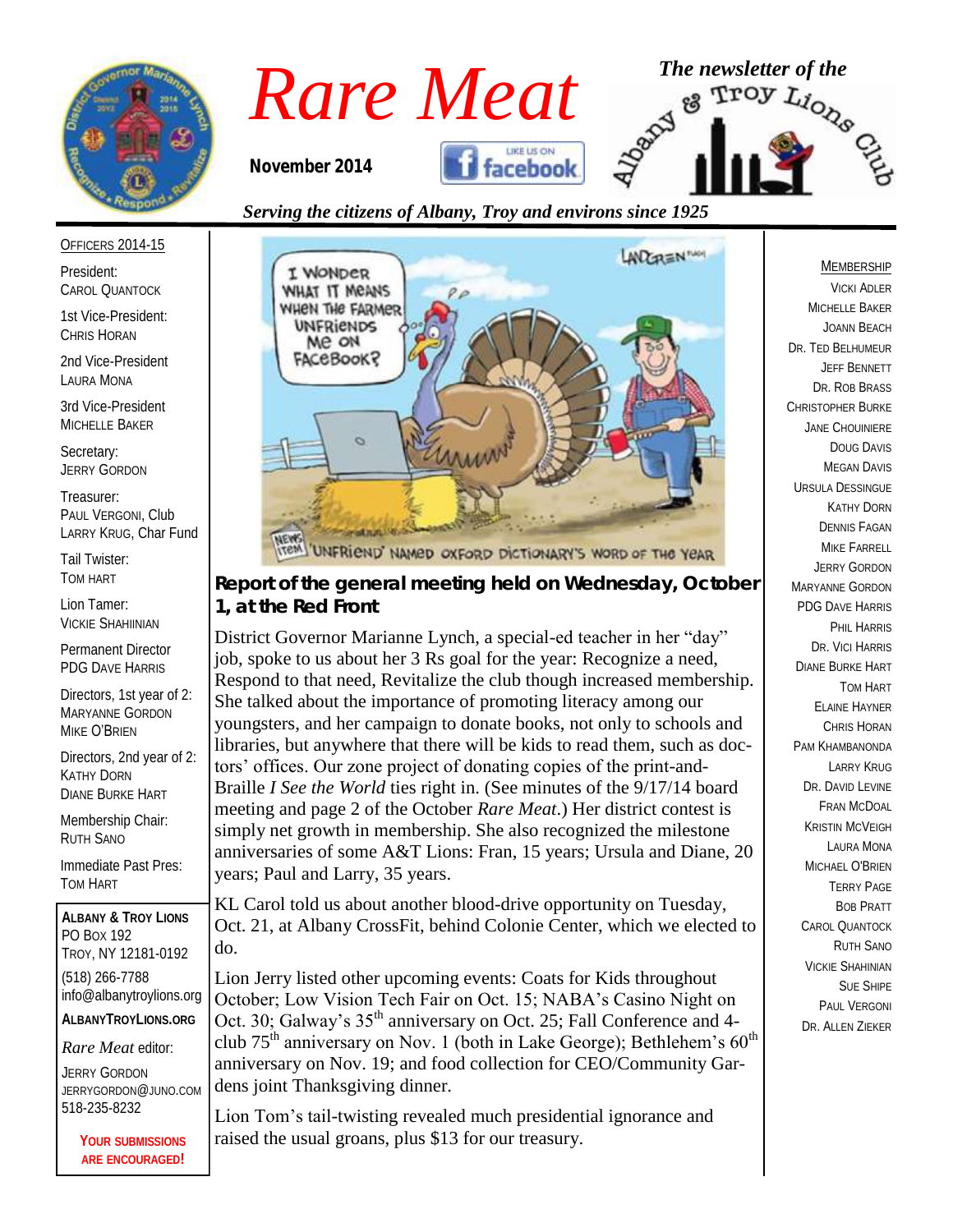# Rare Meat

**November 2014**

*The newsletter of the Albany & Troy Lions Club*

*Serving the citizens of Albany, Troy and environs since 1925*

OFFICERS 2014-15

President:
CAROL QUANTOCK

1st Vice-President:
CHRIS HORAN

2nd Vice-President
LAURA MONA

3rd Vice-President
MICHELLE BAKER

Secretary:
JERRY GORDON

Treasurer:
PAUL VERGONI, Club
LARRY KRUG, Char Fund

Tail Twister:
TOM HART

Lion Tamer:
VICKIE SHAHIINIAN

Permanent Director
PDG DAVE HARRIS

Directors, 1st year of 2:
MARYANNE GORDON
MIKE O'BRIEN

Directors, 2nd year of 2:
KATHY DORN
DIANE BURKE HART

Membership Chair:
RUTH SANO

Immediate Past Pres:
TOM HART

**ALBANY & TROY LIONS**
PO BOX 192
TROY, NY 12181-0192
(518) 266-7788
info@albanytroylions.org
**ALBANYTROYLIONS.ORG**

*Rare Meat* editor:
JERRY GORDON
JERRYGORDON@JUNO.COM
518-235-8232

**YOUR SUBMISSIONS ARE ENCOURAGED!**

## Report of the general meeting held on Wednesday, October 1, at the Red Front

District Governor Marianne Lynch, a special-ed teacher in her "day" job, spoke to us about her 3 Rs goal for the year: Recognize a need, Respond to that need, Revitalize the club though increased membership. She talked about the importance of promoting literacy among our youngsters, and her campaign to donate books, not only to schools and libraries, but anywhere that there will be kids to read them, such as doctors' offices. Our zone project of donating copies of the print-and-Braille *I See the World* ties right in. (See minutes of the 9/17/14 board meeting and page 2 of the October *Rare Meat*.) Her district contest is simply net growth in membership. She also recognized the milestone anniversaries of some A&T Lions: Fran, 15 years; Ursula and Diane, 20 years; Paul and Larry, 35 years.

KL Carol told us about another blood-drive opportunity on Tuesday, Oct. 21, at Albany CrossFit, behind Colonie Center, which we elected to do.

Lion Jerry listed other upcoming events: Coats for Kids throughout October; Low Vision Tech Fair on Oct. 15; NABA's Casino Night on Oct. 30; Galway's 35th anniversary on Oct. 25; Fall Conference and 4-club 75th anniversary on Nov. 1 (both in Lake George); Bethlehem's 60th anniversary on Nov. 19; and food collection for CEO/Community Gardens joint Thanksgiving dinner.

Lion Tom's tail-twisting revealed much presidential ignorance and raised the usual groans, plus $13 for our treasury.

MEMBERSHIP

VICKI ADLER
MICHELLE BAKER
JOANN BEACH
DR. TED BELHUMEUR
JEFF BENNETT
DR. ROB BRASS
CHRISTOPHER BURKE
JANE CHOUINIERE
DOUG DAVIS
MEGAN DAVIS
URSULA DESSINGUE
KATHY DORN
DENNIS FAGAN
MIKE FARRELL
JERRY GORDON
MARYANNE GORDON
PDG DAVE HARRIS
PHIL HARRIS
DR. VICI HARRIS
DIANE BURKE HART
TOM HART
ELAINE HAYNER
CHRIS HORAN
PAM KHAMBANONDA
LARRY KRUG
DR. DAVID LEVINE
FRAN MCDOAL
KRISTIN MCVEIGH
LAURA MONA
MICHAEL O'BRIEN
TERRY PAGE
BOB PRATT
CAROL QUANTOCK
RUTH SANO
VICKIE SHAHINIAN
SUE SHIPE
PAUL VERGONI
DR. ALLEN ZIEKER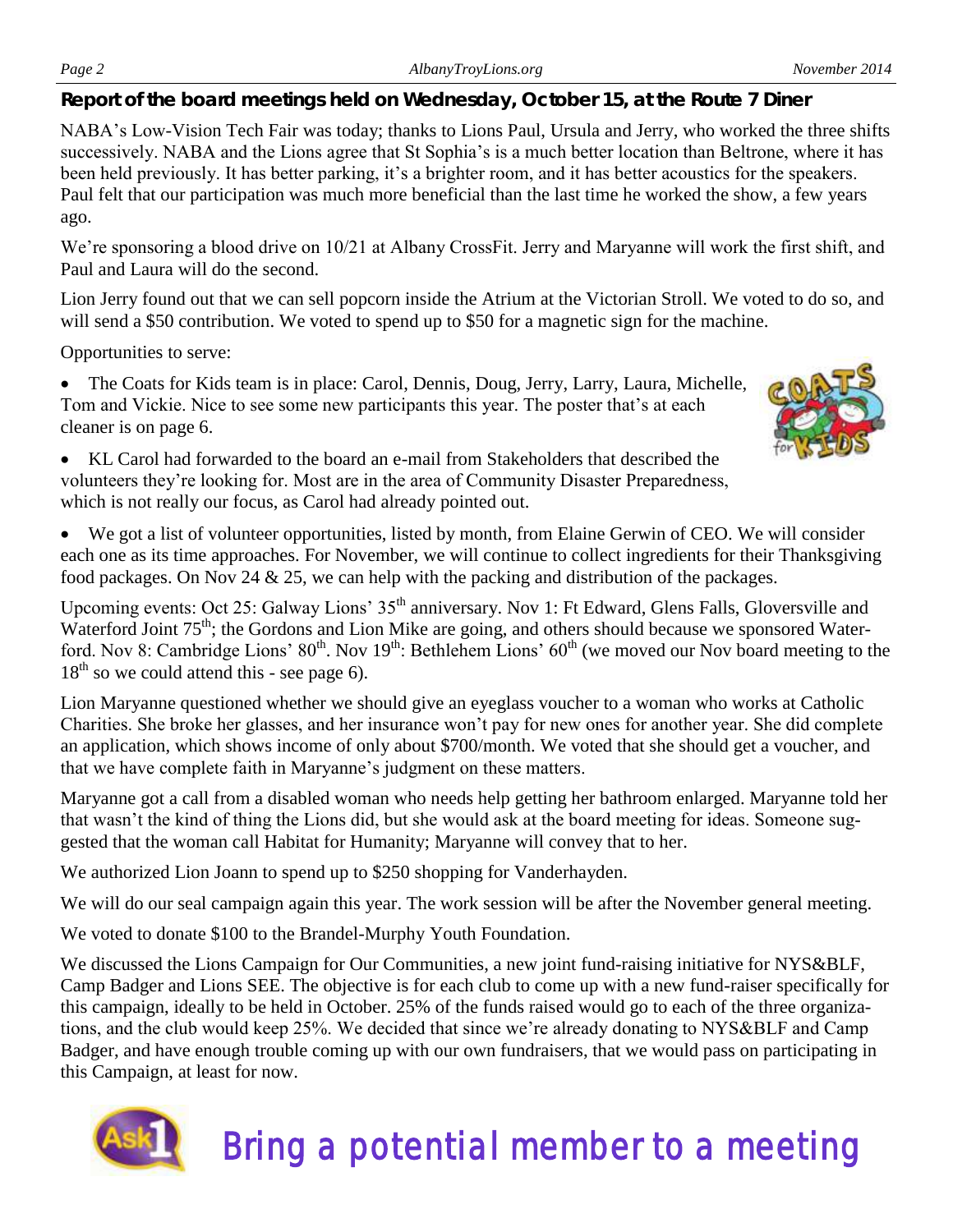**Report of the board meetings held on Wednesday, October 15, at the Route 7 Diner**

NABA's Low-Vision Tech Fair was today; thanks to Lions Paul, Ursula and Jerry, who worked the three shifts successively. NABA and the Lions agree that St Sophia's is a much better location than Beltrone, where it has been held previously. It has better parking, it's a brighter room, and it has better acoustics for the speakers. Paul felt that our participation was much more beneficial than the last time he worked the show, a few years ago.

We're sponsoring a blood drive on 10/21 at Albany CrossFit. Jerry and Maryanne will work the first shift, and Paul and Laura will do the second.

Lion Jerry found out that we can sell popcorn inside the Atrium at the Victorian Stroll. We voted to do so, and will send a $50 contribution. We voted to spend up to $50 for a magnetic sign for the machine.

Opportunities to serve:

- The Coats for Kids team is in place: Carol, Dennis, Doug, Jerry, Larry, Laura, Michelle, Tom and Vickie. Nice to see some new participants this year. The poster that's at each cleaner is on page 6.
- KL Carol had forwarded to the board an e-mail from Stakeholders that described the volunteers they're looking for. Most are in the area of Community Disaster Preparedness, which is not really our focus, as Carol had already pointed out.
- We got a list of volunteer opportunities, listed by month, from Elaine Gerwin of CEO. We will consider each one as its time approaches. For November, we will continue to collect ingredients for their Thanksgiving food packages. On Nov 24 & 25, we can help with the packing and distribution of the packages.

Upcoming events: Oct 25: Galway Lions' 35th anniversary. Nov 1: Ft Edward, Glens Falls, Gloversville and Waterford Joint 75th; the Gordons and Lion Mike are going, and others should because we sponsored Waterford. Nov 8: Cambridge Lions' 80th. Nov 19th: Bethlehem Lions' 60th (we moved our Nov board meeting to the 18th so we could attend this - see page 6).

Lion Maryanne questioned whether we should give an eyeglass voucher to a woman who works at Catholic Charities. She broke her glasses, and her insurance won't pay for new ones for another year. She did complete an application, which shows income of only about $700/month. We voted that she should get a voucher, and that we have complete faith in Maryanne's judgment on these matters.

Maryanne got a call from a disabled woman who needs help getting her bathroom enlarged. Maryanne told her that wasn't the kind of thing the Lions did, but she would ask at the board meeting for ideas. Someone suggested that the woman call Habitat for Humanity; Maryanne will convey that to her.

We authorized Lion Joann to spend up to $250 shopping for Vanderhayden.

We will do our seal campaign again this year. The work session will be after the November general meeting.

We voted to donate $100 to the Brandel-Murphy Youth Foundation.

We discussed the Lions Campaign for Our Communities, a new joint fund-raising initiative for NYS&BLF, Camp Badger and Lions SEE. The objective is for each club to come up with a new fund-raiser specifically for this campaign, ideally to be held in October. 25% of the funds raised would go to each of the three organizations, and the club would keep 25%. We decided that since we're already donating to NYS&BLF and Camp Badger, and have enough trouble coming up with our own fundraisers, that we would pass on participating in this Campaign, at least for now.

Ask1 Bring a potential member to a meeting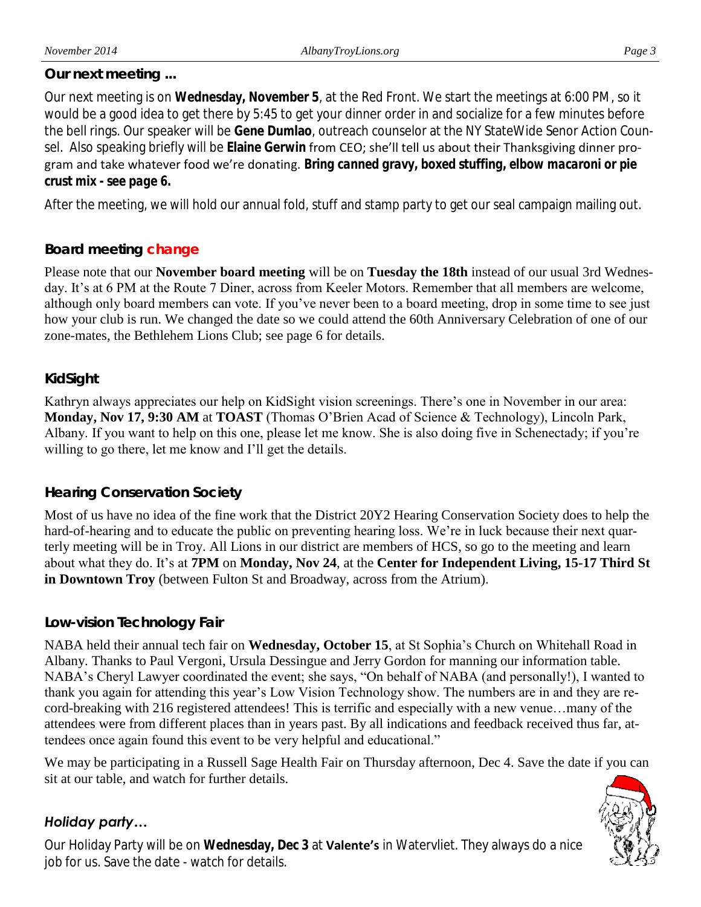### Our next meeting ...

Our next meeting is on **Wednesday, November 5**, at the Red Front. We start the meetings at 6:00 PM, so it would be a good idea to get there by 5:45 to get your dinner order in and socialize for a few minutes before the bell rings. Our speaker will be **Gene Dumlao**, outreach counselor at the NY StateWide Senor Action Counsel. Also speaking briefly will be **Elaine Gerwin** from CEO; she'll tell us about their Thanksgiving dinner program and take whatever food we're donating. ***Bring canned gravy, boxed stuffing, elbow macaroni or pie crust mix - see page 6.***

After the meeting, we will hold our annual fold, stuff and stamp party to get our seal campaign mailing out.

### Board meeting change

Please note that our **November board meeting** will be on **Tuesday the 18th** instead of our usual 3rd Wednesday. It's at 6 PM at the Route 7 Diner, across from Keeler Motors. Remember that all members are welcome, although only board members can vote. If you've never been to a board meeting, drop in some time to see just how your club is run. We changed the date so we could attend the 60th Anniversary Celebration of one of our zone-mates, the Bethlehem Lions Club; see page 6 for details.

### KidSight

Kathryn always appreciates our help on KidSight vision screenings. There's one in November in our area: **Monday, Nov 17, 9:30 AM** at **TOAST** (Thomas O'Brien Acad of Science & Technology), Lincoln Park, Albany. If you want to help on this one, please let me know. She is also doing five in Schenectady; if you're willing to go there, let me know and I'll get the details.

### Hearing Conservation Society

Most of us have no idea of the fine work that the District 20Y2 Hearing Conservation Society does to help the hard-of-hearing and to educate the public on preventing hearing loss. We're in luck because their next quarterly meeting will be in Troy. All Lions in our district are members of HCS, so go to the meeting and learn about what they do. It's at **7PM** on **Monday, Nov 24**, at the **Center for Independent Living, 15-17 Third St in Downtown Troy** (between Fulton St and Broadway, across from the Atrium).

### Low-vision Technology Fair

NABA held their annual tech fair on **Wednesday, October 15**, at St Sophia's Church on Whitehall Road in Albany. Thanks to Paul Vergoni, Ursula Dessingue and Jerry Gordon for manning our information table. NABA's Cheryl Lawyer coordinated the event; she says, "On behalf of NABA (and personally!), I wanted to thank you again for attending this year's Low Vision Technology show. The numbers are in and they are record-breaking with 216 registered attendees! This is terrific and especially with a new venue…many of the attendees were from different places than in years past. By all indications and feedback received thus far, attendees once again found this event to be very helpful and educational."

We may be participating in a Russell Sage Health Fair on Thursday afternoon, Dec 4. Save the date if you can sit at our table, and watch for further details.

### *Holiday party…*

Our Holiday Party will be on **Wednesday, Dec 3** at **Valente's** in Watervliet. They always do a nice job for us. Save the date - watch for details.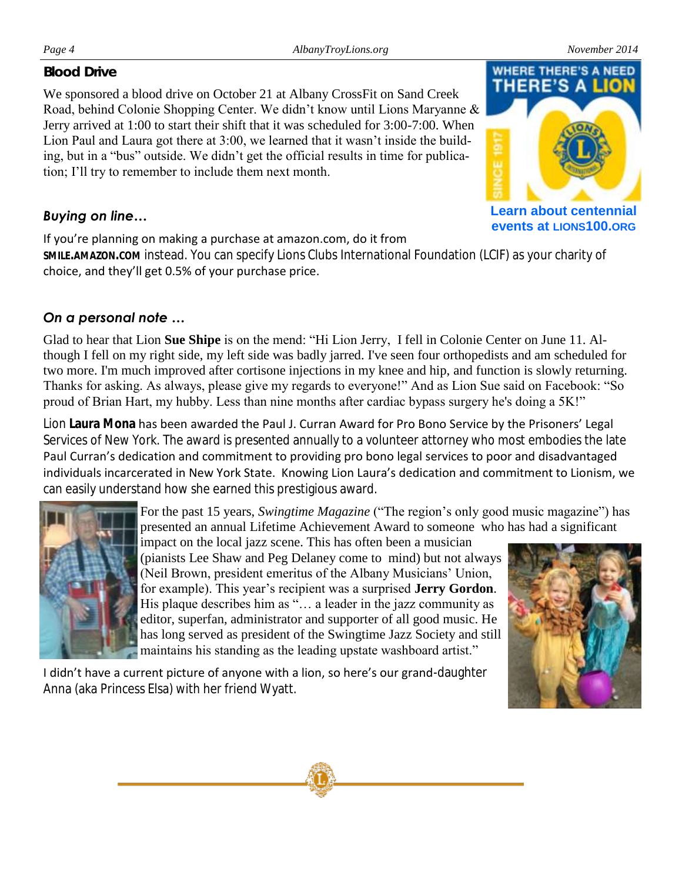## Blood Drive

We sponsored a blood drive on October 21 at Albany CrossFit on Sand Creek Road, behind Colonie Shopping Center. We didn't know until Lions Maryanne & Jerry arrived at 1:00 to start their shift that it was scheduled for 3:00-7:00. When Lion Paul and Laura got there at 3:00, we learned that it wasn't inside the building, but in a "bus" outside. We didn't get the official results in time for publication; I'll try to remember to include them next month.

WHERE THERE'S A NEED THERE'S A LION

SINCE 1917

**Learn about centennial events at LIONS100.ORG**

### *Buying on line…*

If you're planning on making a purchase at amazon.com, do it from **SMILE.AMAZON.COM** instead. You can specify Lions Clubs International Foundation (LCIF) as your charity of choice, and they'll get 0.5% of your purchase price.

### *On a personal note …*

Glad to hear that Lion **Sue Shipe** is on the mend: "Hi Lion Jerry, I fell in Colonie Center on June 11. Although I fell on my right side, my left side was badly jarred. I've seen four orthopedists and am scheduled for two more. I'm much improved after cortisone injections in my knee and hip, and function is slowly returning. Thanks for asking. As always, please give my regards to everyone!" And as Lion Sue said on Facebook: "So proud of Brian Hart, my hubby. Less than nine months after cardiac bypass surgery he's doing a 5K!"

Lion **Laura Mona** has been awarded the Paul J. Curran Award for Pro Bono Service by the Prisoners' Legal Services of New York. The award is presented annually to a volunteer attorney who most embodies the late Paul Curran's dedication and commitment to providing pro bono legal services to poor and disadvantaged individuals incarcerated in New York State. Knowing Lion Laura's dedication and commitment to Lionism, we can easily understand how she earned this prestigious award.

For the past 15 years, *Swingtime Magazine* ("The region's only good music magazine") has presented an annual Lifetime Achievement Award to someone who has had a significant impact on the local jazz scene. This has often been a musician (pianists Lee Shaw and Peg Delaney come to mind) but not always (Neil Brown, president emeritus of the Albany Musicians' Union, for example). This year's recipient was a surprised **Jerry Gordon**. His plaque describes him as "… a leader in the jazz community as editor, superfan, administrator and supporter of all good music. He has long served as president of the Swingtime Jazz Society and still maintains his standing as the leading upstate washboard artist."

I didn't have a current picture of anyone with a lion, so here's our grand-daughter Anna (aka Princess Elsa) with her friend Wyatt.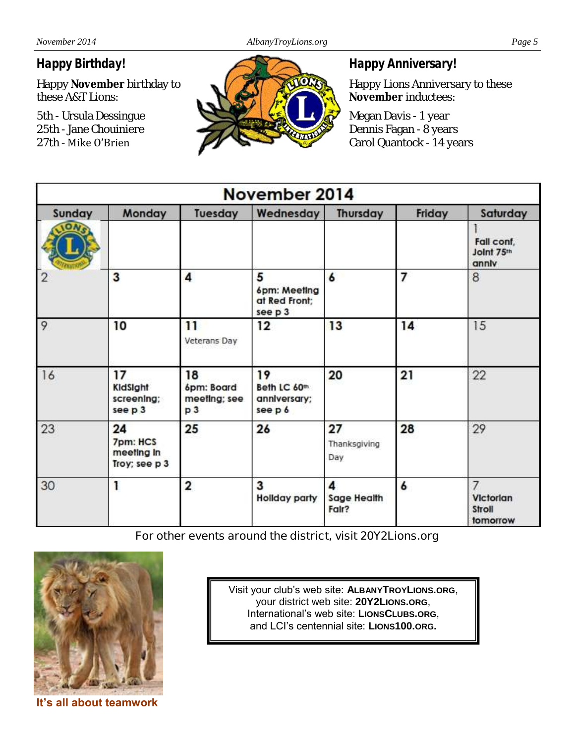## Happy Birthday!

Happy **November** birthday to these A&T Lions:

5th - Ursula Dessingue
25th - Jane Chouiniere
27th - Mike O'Brien

## Happy Anniversary!

Happy Lions Anniversary to these **November** inductees:

Megan Davis - 1 year
Dennis Fagan - 8 years
Carol Quantock - 14 years

| November 2014 | | | | | | |
|---|---|---|---|---|---|---|
| **Sunday** | **Monday** | **Tuesday** | **Wednesday** | **Thursday** | **Friday** | **Saturday** |
| | | | | | | 1 Fall conf, Joint 75th anniv |
| 2 | 3 | 4 | 5 6pm: Meeting at Red Front; see p 3 | 6 | 7 | 8 |
| 9 | 10 | 11 Veterans Day | 12 | 13 | 14 | 15 |
| 16 | 17 KidSight screening; see p 3 | 18 6pm: Board meeting; see p 3 | 19 Beth LC 60th anniversary; see p 6 | 20 | 21 | 22 |
| 23 | 24 7pm: HCS meeting in Troy; see p 3 | 25 | 26 | 27 Thanksgiving Day | 28 | 29 |
| 30 | 1 | 2 | 3 Holiday party | 4 Sage Health Fair? | 6 | 7 Victorian Stroll tomorrow |

For other events around the district, visit 20Y2Lions.org

It's all about teamwork

Visit your club's web site: **ALBANYTROYLIONS.ORG**,
your district web site: **20Y2LIONS.ORG**,
International's web site: **LIONSCLUBS.ORG**,
and LCI's centennial site: **LIONS100.ORG.**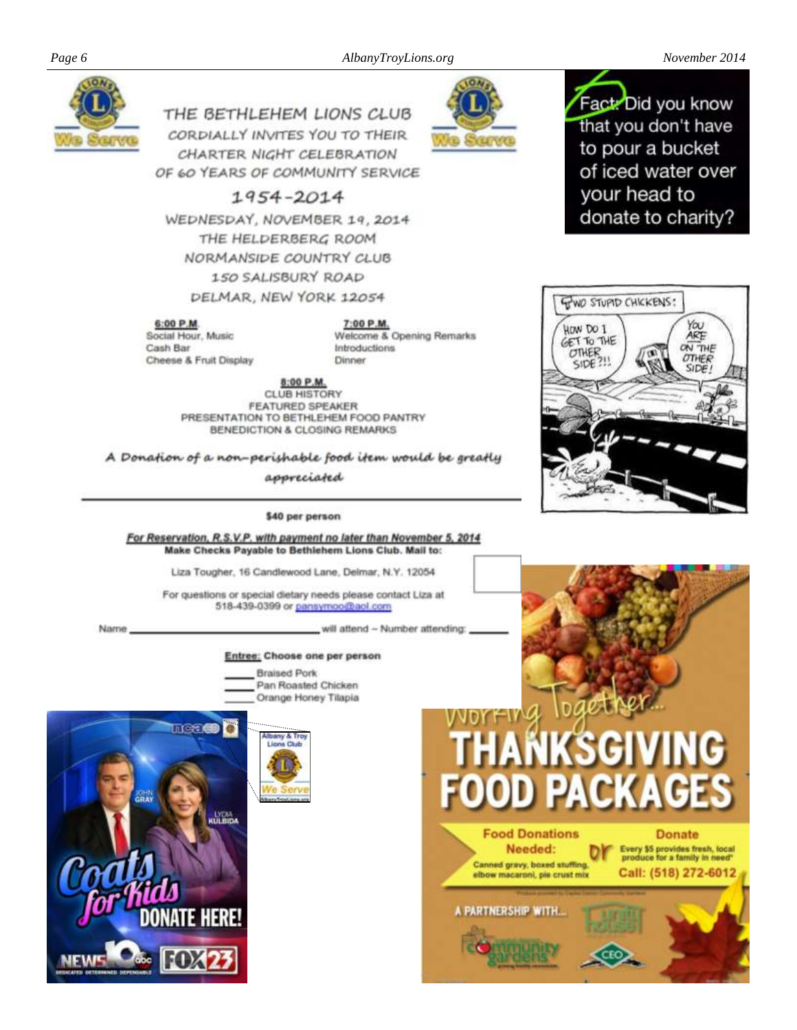# THE BETHLEHEM LIONS CLUB

CORDIALLY INVITES YOU TO THEIR
CHARTER NIGHT CELEBRATION
OF 60 YEARS OF COMMUNITY SERVICE

## 1954-2014

WEDNESDAY, NOVEMBER 19, 2014
THE HELDERBERG ROOM
NORMANSIDE COUNTRY CLUB
150 SALISBURY ROAD
DELMAR, NEW YORK 12054

**6:00 P.M.**
Social Hour, Music
Cash Bar
Cheese & Fruit Display

**7:00 P.M.**
Welcome & Opening Remarks
Introductions
Dinner

**8:00 P.M.**
CLUB HISTORY
FEATURED SPEAKER
PRESENTATION TO BETHLEHEM FOOD PANTRY
BENEDICTION & CLOSING REMARKS

*A Donation of a non-perishable food item would be greatly appreciated*

---

**$40 per person**

***For Reservation, R.S.V.P. with payment no later than November 5, 2014***
**Make Checks Payable to Bethlehem Lions Club. Mail to:**

Liza Tougher, 16 Candlewood Lane, Delmar, N.Y. 12054

For questions or special dietary needs please contact Liza at 518-439-0399 or pansymoo@aol.com

Name ______________________________ will attend – Number attending: ______

**Entree: Choose one per person**

_____ Braised Pork
_____ Pan Roasted Chicken
_____ Orange Honey Tilapia

---

Fact: Did you know that you don't have to pour a bucket of iced water over your head to donate to charity?

---

TWO STUPID CHICKENS:

HOW DO I GET TO THE OTHER SIDE?!!

YOU ARE ON THE OTHER SIDE!

---

Coats for Kids
DONATE HERE!

Albany & Troy Lions Club
We Serve

---

Working Together...
# THANKSGIVING FOOD PACKAGES

**Food Donations Needed:**
Canned gravy, boxed stuffing, elbow macaroni, pie crust mix

**or**

**Donate**
Every $5 provides fresh, local produce for a family in need*
Call: (518) 272-6012

A PARTNERSHIP WITH...